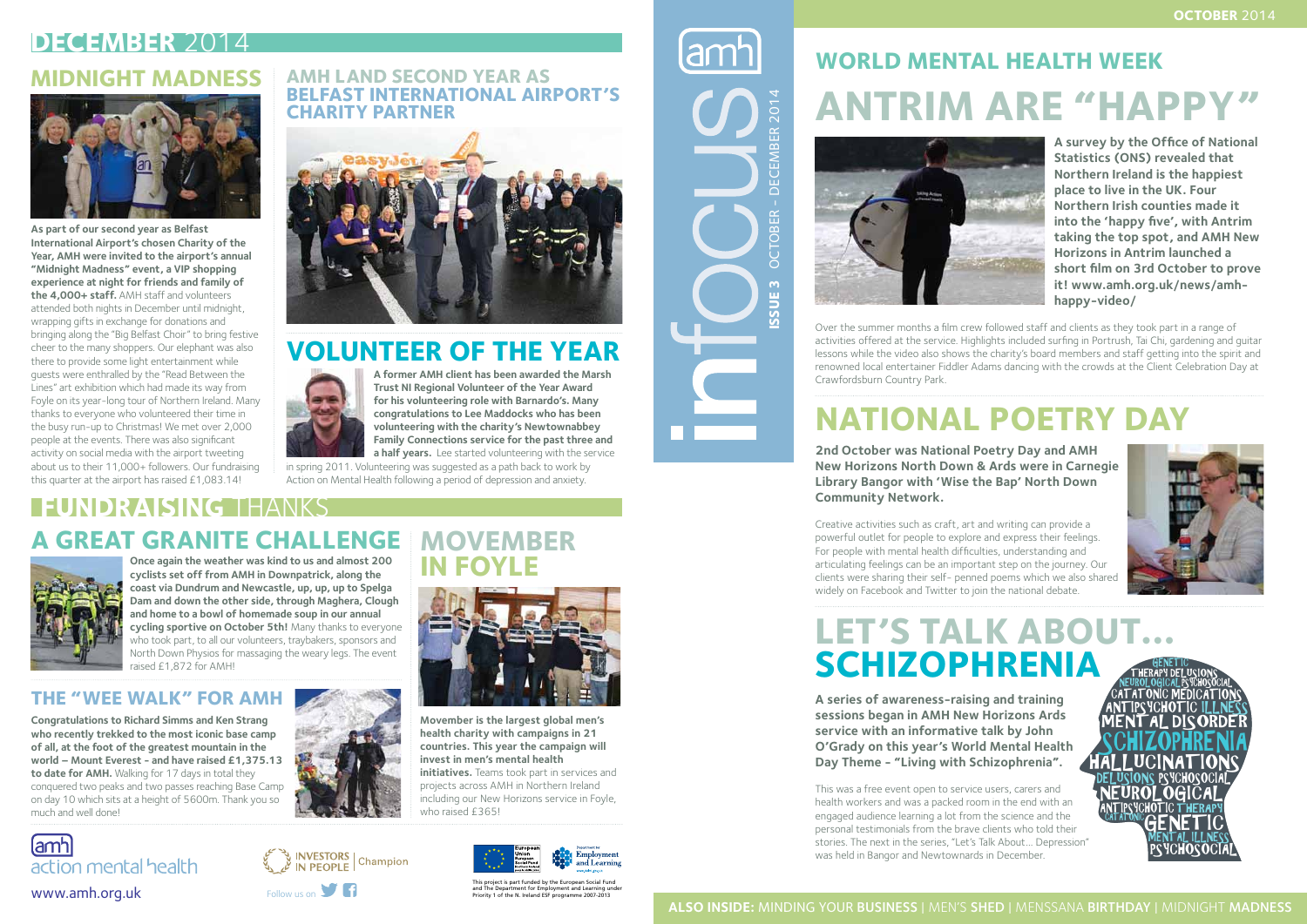# DECEMBER 2014

## MIDNIGHT MADNESS

**As part of our second year as Belfast International Airport's chosen Charity of the Year, AMH were invited to the airport's annual "Midnight Madness" event, a VIP shopping experience at night for friends and family of the 4,000+ staff.** AMH staff and volunteers attended both nights in December until midnight, wrapping gifts in exchange for donations and bringing along the "Big Belfast Choir" to bring festive cheer to the many shoppers. Our elephant was also there to provide some light entertainment while guests were enthralled by the "Read Between the Lines" art exhibition which had made its way from Foyle on its year-long tour of Northern Ireland. Many thanks to everyone who volunteered their time in the busy run-up to Christmas! We met over 2,000 people at the events. There was also significant activity on social media with the airport tweeting about us to their 11,000+ followers. Our fundraising this quarter at the airport has raised £1,083.14!

## AMH LAND SECOND YEAR AS BELFAST INTERNATIONAL AIRPORT'S CHARITY PARTNER

## VOLUNTEER OF THE YEAR

**A former AMH client has been awarded the Marsh Trust NI Regional Volunteer of the Year Award for his volunteering role with Barnardo's. Many congratulations to Lee Maddocks who has been volunteering with the charity's Newtownabbey Family Connections service for the past three and a half years.** Lee started volunteering with the service in spring 2011. Volunteering was suggested as a path back to work by Action on Mental Health following a period of depression and anxiety.

# FUNDRAISING THANKS

## A GREAT GRANITE CHALLENGE

**Once again the weather was kind to us and almost 200 cyclists set off from AMH in Downpatrick, along the coast via Dundrum and Newcastle, up, up, up to Spelga Dam and down the other side, through Maghera, Clough and home to a bowl of homemade soup in our annual cycling sportive on October 5th!** Many thanks to everyone who took part, to all our volunteers, traybakers, sponsors and North Down Physios for massaging the weary legs. The event raised £1,872 for AMH!

## MOVEMBER IN FOYLE

**Movember is the largest global men's health charity with campaigns in 21 countries. This year the campaign will invest in men's mental health initiatives.** Teams took part in services and projects across AMH in Northern Ireland including our New Horizons service in Foyle, who raised £365!

## THE "WEE WALK" FOR AMH

**Congratulations to Richard Simms and Ken Strang who recently trekked to the most iconic base camp of all, at the foot of the greatest mountain in the world – Mount Everest - and have raised £1,375.13 to date for AMH.** Walking for 17 days in total they conquered two peaks and two passes reaching Base Camp on day 10 which sits at a height of 5600m. Thank you so much and well done!

amh action mental health

www.amh.org.uk

INVESTORS IN PEOPLE | Champion

Follow us on

This project is part funded by the European Social Fund and The Department for Employment and Learning under Priority 1 of the N. Ireland ESF programme 2007-2013

amh infocus **ISSUE 3** OCTOBER - DECEMBER 2014

# OCTOBER 2014

## WORLD MENTAL HEALTH WEEK

# ANTRIM ARE "HAPPY"

**A survey by the Office of National Statistics (ONS) revealed that Northern Ireland is the happiest place to live in the UK. Four Northern Irish counties made it into the 'happy five', with Antrim taking the top spot, and AMH New Horizons in Antrim launched a short film on 3rd October to prove it! www.amh.org.uk/news/amh-happy-video/**

Over the summer months a film crew followed staff and clients as they took part in a range of activities offered at the service. Highlights included surfing in Portrush, Tai Chi, gardening and guitar lessons while the video also shows the charity's board members and staff getting into the spirit and renowned local entertainer Fiddler Adams dancing with the crowds at the Client Celebration Day at Crawfordsburn Country Park.

# NATIONAL POETRY DAY

**2nd October was National Poetry Day and AMH New Horizons North Down & Ards were in Carnegie Library Bangor with 'Wise the Bap' North Down Community Network.**

Creative activities such as craft, art and writing can provide a powerful outlet for people to explore and express their feelings. For people with mental health difficulties, understanding and articulating feelings can be an important step on the journey. Our clients were sharing their self- penned poems which we also shared widely on Facebook and Twitter to join the national debate.

# LET'S TALK ABOUT... SCHIZOPHRENIA

**A series of awareness-raising and training sessions began in AMH New Horizons Ards service with an informative talk by John O'Grady on this year's World Mental Health Day Theme - "Living with Schizophrenia".**

This was a free event open to service users, carers and health workers and was a packed room in the end with an engaged audience learning a lot from the science and the personal testimonials from the brave clients who told their stories. The next in the series, "Let's Talk About... Depression" was held in Bangor and Newtownards in December.

**ALSO INSIDE:** MINDING YOUR **BUSINESS** | MEN'S **SHED** | MENSSANA **BIRTHDAY** | MIDNIGHT **MADNESS**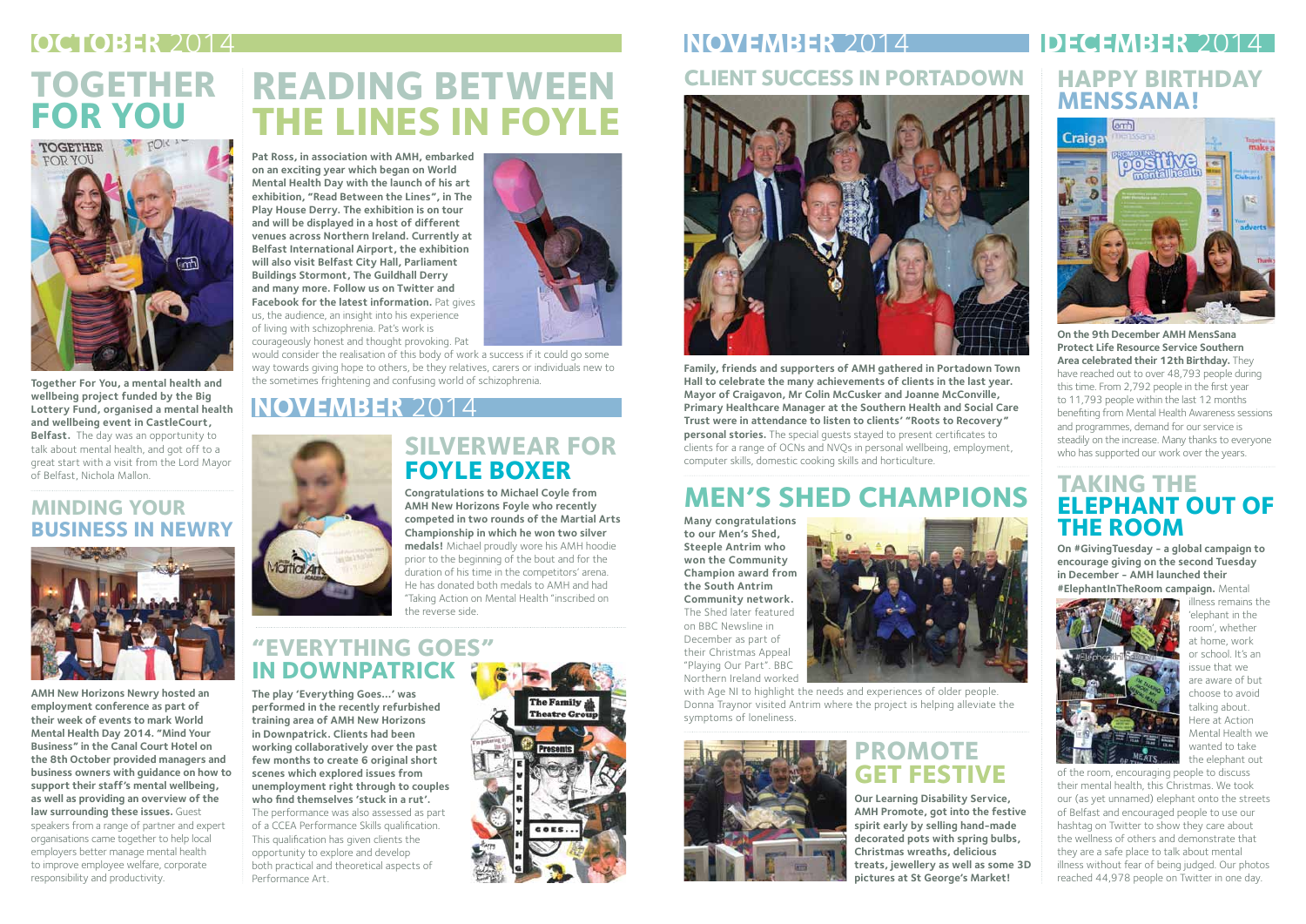## OCTOBER 2014

# TOGETHER FOR YOU

**Together For You, a mental health and wellbeing project funded by the Big Lottery Fund, organised a mental health and wellbeing event in CastleCourt, Belfast.** The day was an opportunity to talk about mental health, and got off to a great start with a visit from the Lord Mayor of Belfast, Nichola Mallon.

## MINDING YOUR BUSINESS IN NEWRY

**AMH New Horizons Newry hosted an employment conference as part of their week of events to mark World Mental Health Day 2014. "Mind Your Business" in the Canal Court Hotel on the 8th October provided managers and business owners with guidance on how to support their staff's mental wellbeing, as well as providing an overview of the law surrounding these issues.** Guest speakers from a range of partner and expert organisations came together to help local employers better manage mental health to improve employee welfare, corporate responsibility and productivity.

# READING BETWEEN THE LINES IN FOYLE

**Pat Ross, in association with AMH, embarked on an exciting year which began on World Mental Health Day with the launch of his art exhibition, "Read Between the Lines", in The Play House Derry. The exhibition is on tour and will be displayed in a host of different venues across Northern Ireland. Currently at Belfast International Airport, the exhibition will also visit Belfast City Hall, Parliament Buildings Stormont, The Guildhall Derry and many more. Follow us on Twitter and Facebook for the latest information.** Pat gives us, the audience, an insight into his experience of living with schizophrenia. Pat's work is courageously honest and thought provoking. Pat would consider the realisation of this body of work a success if it could go some way towards giving hope to others, be they relatives, carers or individuals new to the sometimes frightening and confusing world of schizophrenia.

## NOVEMBER 2014

## SILVERWEAR FOR FOYLE BOXER

**Congratulations to Michael Coyle from AMH New Horizons Foyle who recently competed in two rounds of the Martial Arts Championship in which he won two silver medals!** Michael proudly wore his AMH hoodie prior to the beginning of the bout and for the duration of his time in the competitors' arena. He has donated both medals to AMH and had "Taking Action on Mental Health "inscribed on the reverse side.

## "EVERYTHING GOES" IN DOWNPATRICK

**The play 'Everything Goes...' was performed in the recently refurbished training area of AMH New Horizons in Downpatrick. Clients had been working collaboratively over the past few months to create 6 original short scenes which explored issues from unemployment right through to couples who find themselves 'stuck in a rut'.** The performance was also assessed as part of a CCEA Performance Skills qualification. This qualification has given clients the opportunity to explore and develop both practical and theoretical aspects of Performance Art.

## NOVEMBER 2014

## CLIENT SUCCESS IN PORTADOWN

**Family, friends and supporters of AMH gathered in Portadown Town Hall to celebrate the many achievements of clients in the last year. Mayor of Craigavon, Mr Colin McCusker and Joanne McConville, Primary Healthcare Manager at the Southern Health and Social Care Trust were in attendance to listen to clients' "Roots to Recovery" personal stories.** The special guests stayed to present certificates to clients for a range of OCNs and NVQs in personal wellbeing, employment, computer skills, domestic cooking skills and horticulture.

# MEN'S SHED CHAMPIONS

**Many congratulations to our Men's Shed, Steeple Antrim who won the Community Champion award from the South Antrim Community network.** The Shed later featured on BBC Newsline in December as part of their Christmas Appeal "Playing Our Part". BBC Northern Ireland worked with Age NI to highlight the needs and experiences of older people. Donna Traynor visited Antrim where the project is helping alleviate the symptoms of loneliness.

## PROMOTE GET FESTIVE

**Our Learning Disability Service, AMH Promote, got into the festive spirit early by selling hand-made decorated pots with spring bulbs, Christmas wreaths, delicious treats, jewellery as well as some 3D pictures at St George's Market!**

## DECEMBER 2014

## HAPPY BIRTHDAY MENSSANA!

**On the 9th December AMH MensSana Protect Life Resource Service Southern Area celebrated their 12th Birthday.** They have reached out to over 48,793 people during this time. From 2,792 people in the first year to 11,793 people within the last 12 months benefiting from Mental Health Awareness sessions and programmes, demand for our service is steadily on the increase. Many thanks to everyone who has supported our work over the years.

## TAKING THE ELEPHANT OUT OF THE ROOM

**On #GivingTuesday - a global campaign to encourage giving on the second Tuesday in December - AMH launched their #ElephantInTheRoom campaign.** Mental illness remains the 'elephant in the room', whether at home, work or school. It's an issue that we are aware of but choose to avoid talking about. Here at Action Mental Health we wanted to take the elephant out of the room, encouraging people to discuss their mental health, this Christmas. We took our (as yet unnamed) elephant onto the streets of Belfast and encouraged people to use our hashtag on Twitter to show they care about the wellness of others and demonstrate that they are a safe place to talk about mental illness without fear of being judged. Our photos reached 44,978 people on Twitter in one day.